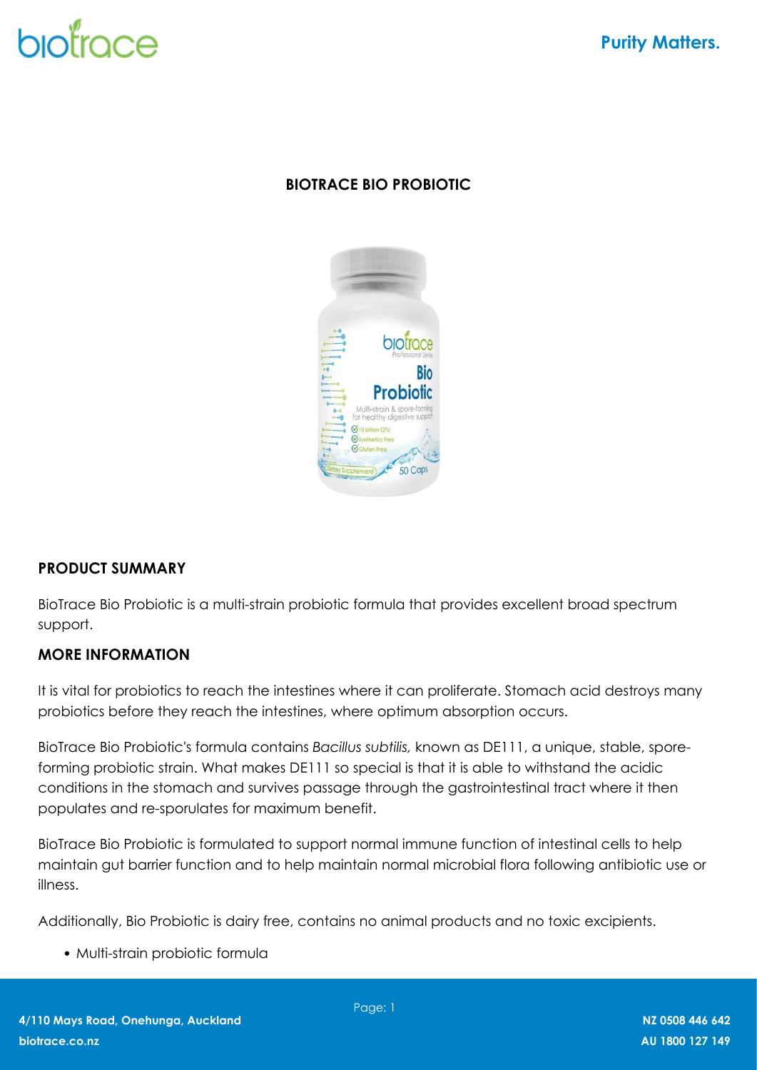# BIOTRACE BIO PROBIOTIC

## PRODUCT SUMMARY

BioTrace Bio Probiotic is a multi-strain probiotic formula that provides excellent broad spectrum support.

## MORE INFORMATION

It is vital for probiotics to reach the intestines where it can proliferate. Stomach acid destroys many probiotics before they reach the intestines, where optimum absorption occurs.

BioTrace Bio Probiotic's formula contains *Bacillus subtilis,* known as DE111, a unique, stable, spore-forming probiotic strain. What makes DE111 so special is that it is able to withstand the acidic conditions in the stomach and survives passage through the gastrointestinal tract where it then populates and re-sporulates for maximum benefit.

BioTrace Bio Probiotic is formulated to support normal immune function of intestinal cells to help maintain gut barrier function and to help maintain normal microbial flora following antibiotic use or illness.

Additionally, Bio Probiotic is dairy free, contains no animal products and no toxic excipients.

- Multi-strain probiotic formula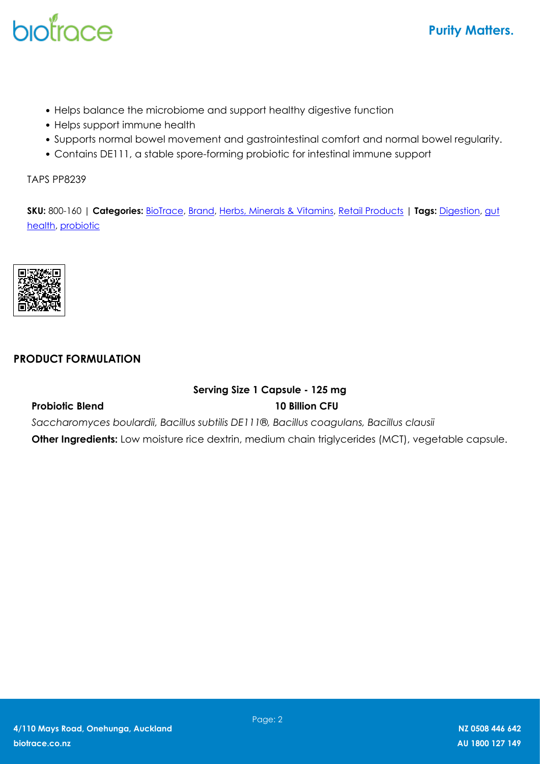- Helps balance the microbiome and support healthy digestive function
- Helps support immune health
- Supports normal bowel movement and gastrointestinal comfort and normal bowel regularity.
- Contains DE111, a stable spore-forming probiotic for intestinal immune support

TAPS PP8239

**SKU:** 800-160 | **Categories:** BioTrace, Brand, Herbs, Minerals & Vitamins, Retail Products | **Tags:** Digestion, gut health, probiotic

## PRODUCT FORMULATION

**Serving Size 1 Capsule - 125 mg**

| **Probiotic Blend** | **10 Billion CFU** |
| --- | --- |

*Saccharomyces boulardii, Bacillus subtilis DE111®, Bacillus coagulans, Bacillus clausii*

**Other Ingredients:** Low moisture rice dextrin, medium chain triglycerides (MCT), vegetable capsule.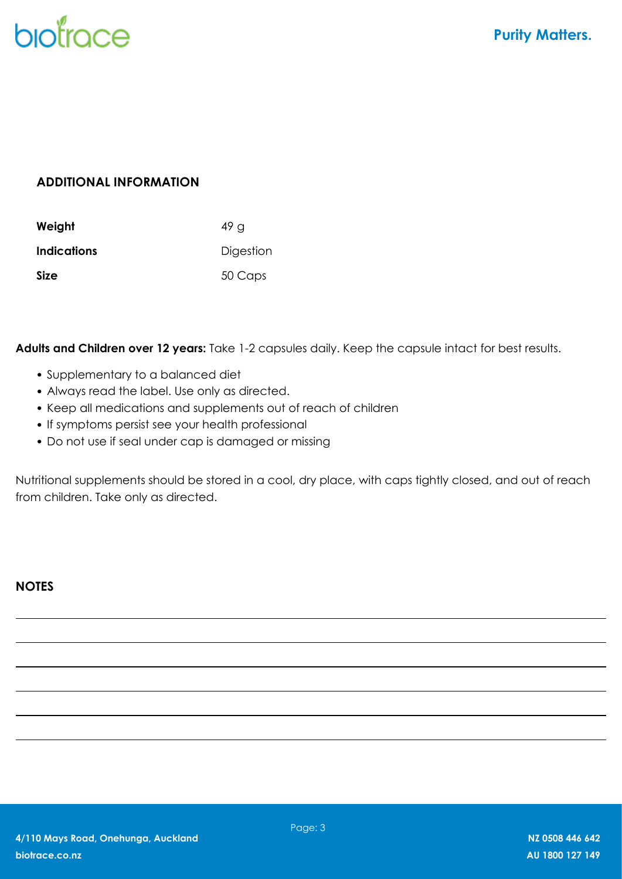## ADDITIONAL INFORMATION

| | |
|---|---|
| **Weight** | 49 g |
| **Indications** | Digestion |
| **Size** | 50 Caps |

**Adults and Children over 12 years:** Take 1-2 capsules daily. Keep the capsule intact for best results.

- Supplementary to a balanced diet
- Always read the label. Use only as directed.
- Keep all medications and supplements out of reach of children
- If symptoms persist see your health professional
- Do not use if seal under cap is damaged or missing

Nutritional supplements should be stored in a cool, dry place, with caps tightly closed, and out of reach from children. Take only as directed.

## NOTES